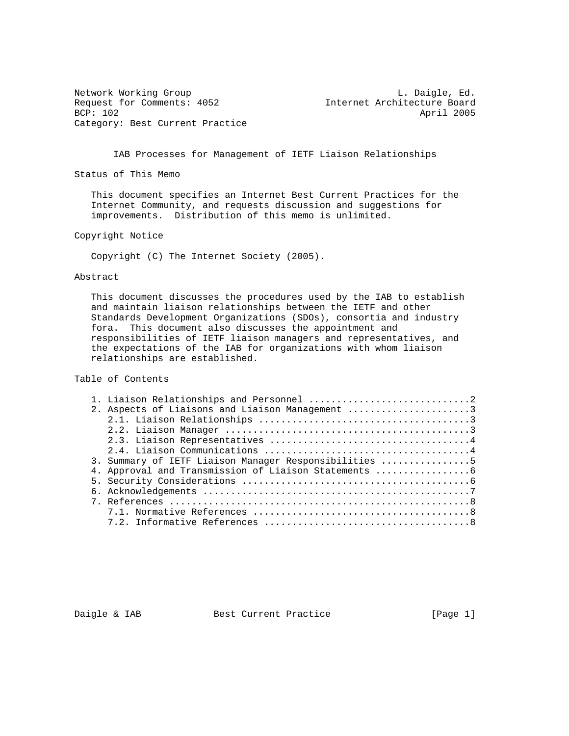Network Working Group L. Daigle, Ed.
Request for Comments: 4052 Internet Architecture Board
BCP: 102 April 2005
Category: Best Current Practice

# IAB Processes for Management of IETF Liaison Relationships

## Status of This Memo

This document specifies an Internet Best Current Practices for the Internet Community, and requests discussion and suggestions for improvements. Distribution of this memo is unlimited.

## Copyright Notice

Copyright (C) The Internet Society (2005).

## Abstract

This document discusses the procedures used by the IAB to establish and maintain liaison relationships between the IETF and other Standards Development Organizations (SDOs), consortia and industry fora. This document also discusses the appointment and responsibilities of IETF liaison managers and representatives, and the expectations of the IAB for organizations with whom liaison relationships are established.

## Table of Contents

1. Liaison Relationships and Personnel .............................2
2. Aspects of Liaisons and Liaison Management ......................3
   2.1. Liaison Relationships .....................................3
   2.2. Liaison Manager ...........................................3
   2.3. Liaison Representatives ...................................4
   2.4. Liaison Communications ....................................4
3. Summary of IETF Liaison Manager Responsibilities ................5
4. Approval and Transmission of Liaison Statements .................6
5. Security Considerations .........................................6
6. Acknowledgements ................................................7
7. References ......................................................8
   7.1. Normative References ......................................8
   7.2. Informative References ....................................8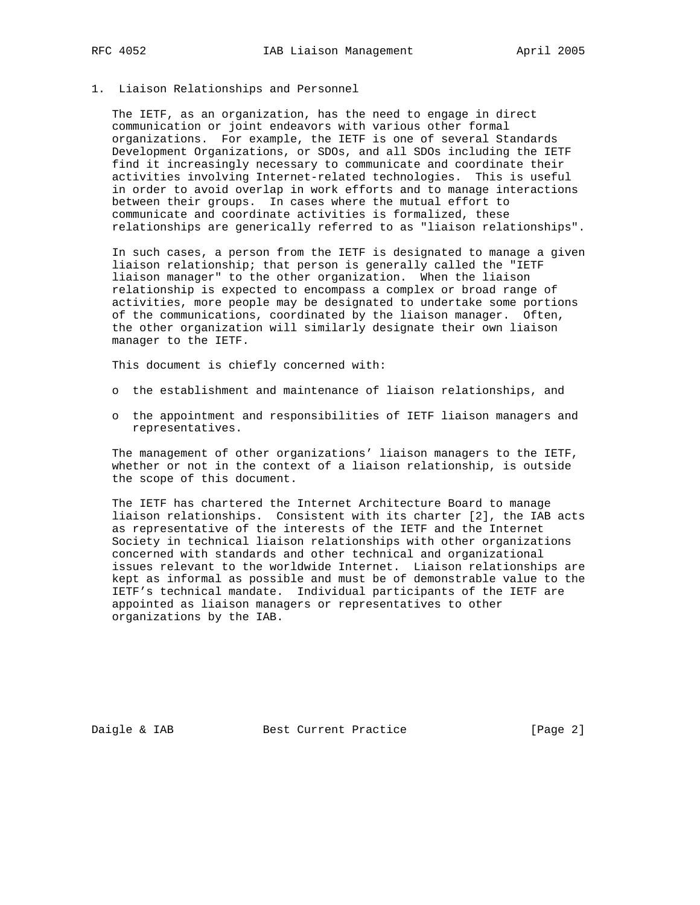## 1. Liaison Relationships and Personnel

The IETF, as an organization, has the need to engage in direct communication or joint endeavors with various other formal organizations. For example, the IETF is one of several Standards Development Organizations, or SDOs, and all SDOs including the IETF find it increasingly necessary to communicate and coordinate their activities involving Internet-related technologies. This is useful in order to avoid overlap in work efforts and to manage interactions between their groups. In cases where the mutual effort to communicate and coordinate activities is formalized, these relationships are generically referred to as "liaison relationships".

In such cases, a person from the IETF is designated to manage a given liaison relationship; that person is generally called the "IETF liaison manager" to the other organization. When the liaison relationship is expected to encompass a complex or broad range of activities, more people may be designated to undertake some portions of the communications, coordinated by the liaison manager. Often, the other organization will similarly designate their own liaison manager to the IETF.

This document is chiefly concerned with:

- the establishment and maintenance of liaison relationships, and
- the appointment and responsibilities of IETF liaison managers and representatives.

The management of other organizations' liaison managers to the IETF, whether or not in the context of a liaison relationship, is outside the scope of this document.

The IETF has chartered the Internet Architecture Board to manage liaison relationships. Consistent with its charter [2], the IAB acts as representative of the interests of the IETF and the Internet Society in technical liaison relationships with other organizations concerned with standards and other technical and organizational issues relevant to the worldwide Internet. Liaison relationships are kept as informal as possible and must be of demonstrable value to the IETF's technical mandate. Individual participants of the IETF are appointed as liaison managers or representatives to other organizations by the IAB.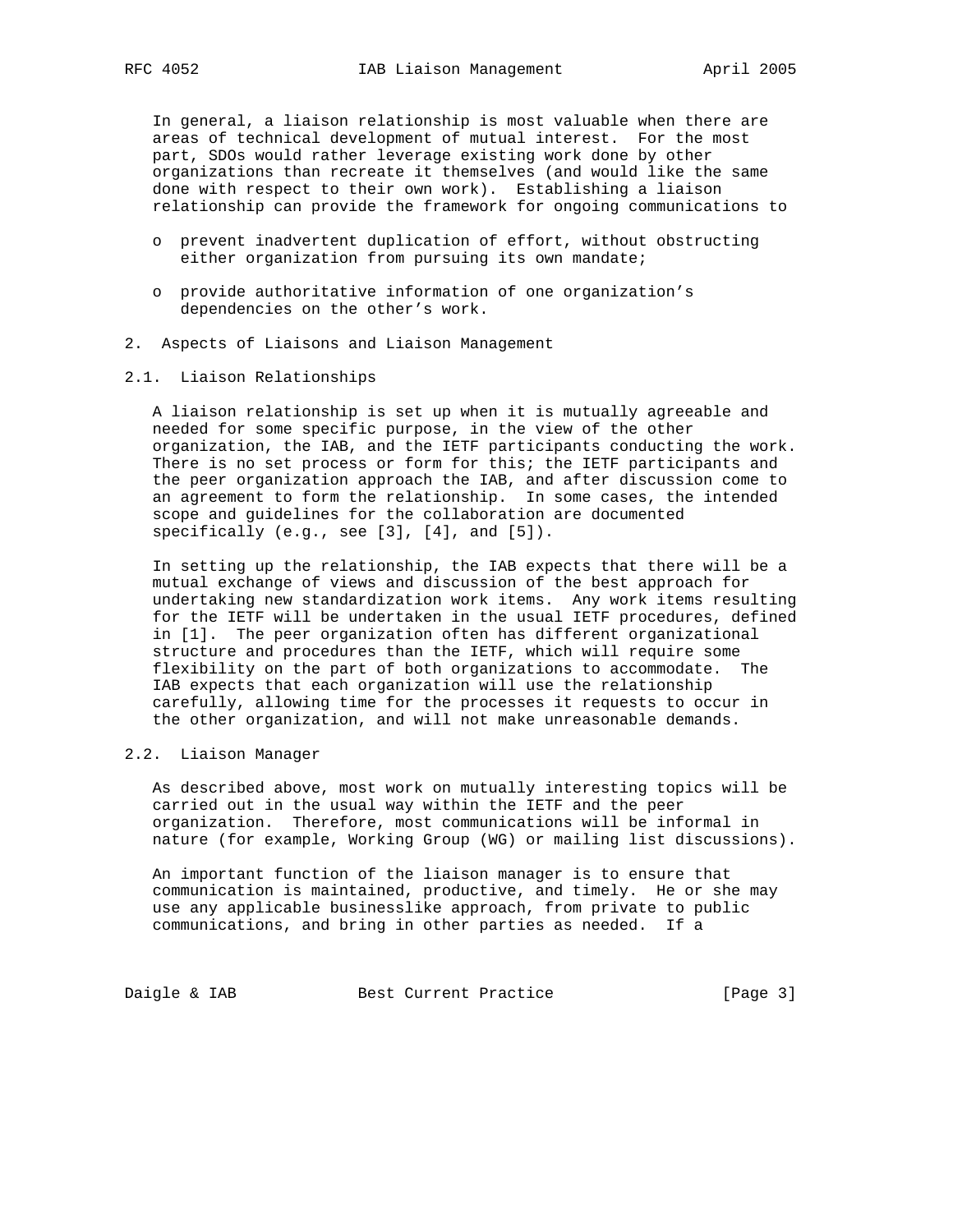In general, a liaison relationship is most valuable when there are areas of technical development of mutual interest. For the most part, SDOs would rather leverage existing work done by other organizations than recreate it themselves (and would like the same done with respect to their own work). Establishing a liaison relationship can provide the framework for ongoing communications to

- prevent inadvertent duplication of effort, without obstructing either organization from pursuing its own mandate;
- provide authoritative information of one organization's dependencies on the other's work.

## 2. Aspects of Liaisons and Liaison Management

### 2.1. Liaison Relationships

A liaison relationship is set up when it is mutually agreeable and needed for some specific purpose, in the view of the other organization, the IAB, and the IETF participants conducting the work. There is no set process or form for this; the IETF participants and the peer organization approach the IAB, and after discussion come to an agreement to form the relationship. In some cases, the intended scope and guidelines for the collaboration are documented specifically (e.g., see [3], [4], and [5]).

In setting up the relationship, the IAB expects that there will be a mutual exchange of views and discussion of the best approach for undertaking new standardization work items. Any work items resulting for the IETF will be undertaken in the usual IETF procedures, defined in [1]. The peer organization often has different organizational structure and procedures than the IETF, which will require some flexibility on the part of both organizations to accommodate. The IAB expects that each organization will use the relationship carefully, allowing time for the processes it requests to occur in the other organization, and will not make unreasonable demands.

### 2.2. Liaison Manager

As described above, most work on mutually interesting topics will be carried out in the usual way within the IETF and the peer organization. Therefore, most communications will be informal in nature (for example, Working Group (WG) or mailing list discussions).

An important function of the liaison manager is to ensure that communication is maintained, productive, and timely. He or she may use any applicable businesslike approach, from private to public communications, and bring in other parties as needed. If a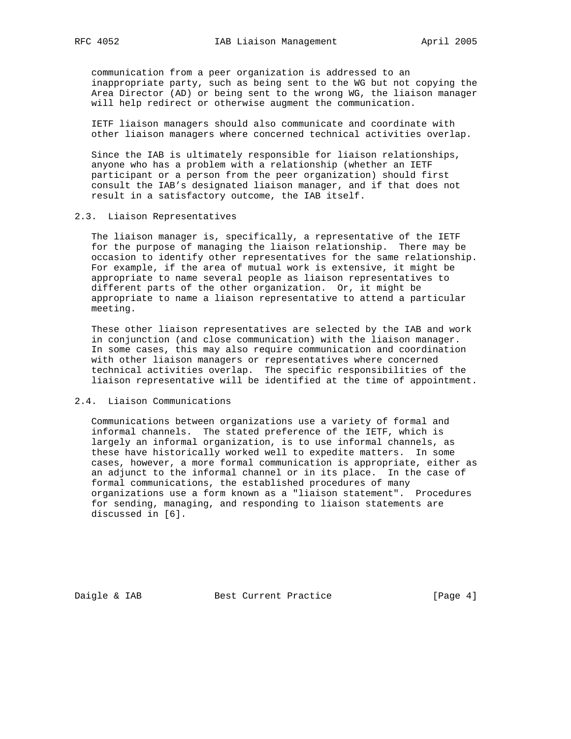communication from a peer organization is addressed to an inappropriate party, such as being sent to the WG but not copying the Area Director (AD) or being sent to the wrong WG, the liaison manager will help redirect or otherwise augment the communication.

IETF liaison managers should also communicate and coordinate with other liaison managers where concerned technical activities overlap.

Since the IAB is ultimately responsible for liaison relationships, anyone who has a problem with a relationship (whether an IETF participant or a person from the peer organization) should first consult the IAB's designated liaison manager, and if that does not result in a satisfactory outcome, the IAB itself.

### 2.3. Liaison Representatives

The liaison manager is, specifically, a representative of the IETF for the purpose of managing the liaison relationship. There may be occasion to identify other representatives for the same relationship. For example, if the area of mutual work is extensive, it might be appropriate to name several people as liaison representatives to different parts of the other organization. Or, it might be appropriate to name a liaison representative to attend a particular meeting.

These other liaison representatives are selected by the IAB and work in conjunction (and close communication) with the liaison manager. In some cases, this may also require communication and coordination with other liaison managers or representatives where concerned technical activities overlap. The specific responsibilities of the liaison representative will be identified at the time of appointment.

### 2.4. Liaison Communications

Communications between organizations use a variety of formal and informal channels. The stated preference of the IETF, which is largely an informal organization, is to use informal channels, as these have historically worked well to expedite matters. In some cases, however, a more formal communication is appropriate, either as an adjunct to the informal channel or in its place. In the case of formal communications, the established procedures of many organizations use a form known as a "liaison statement". Procedures for sending, managing, and responding to liaison statements are discussed in [6].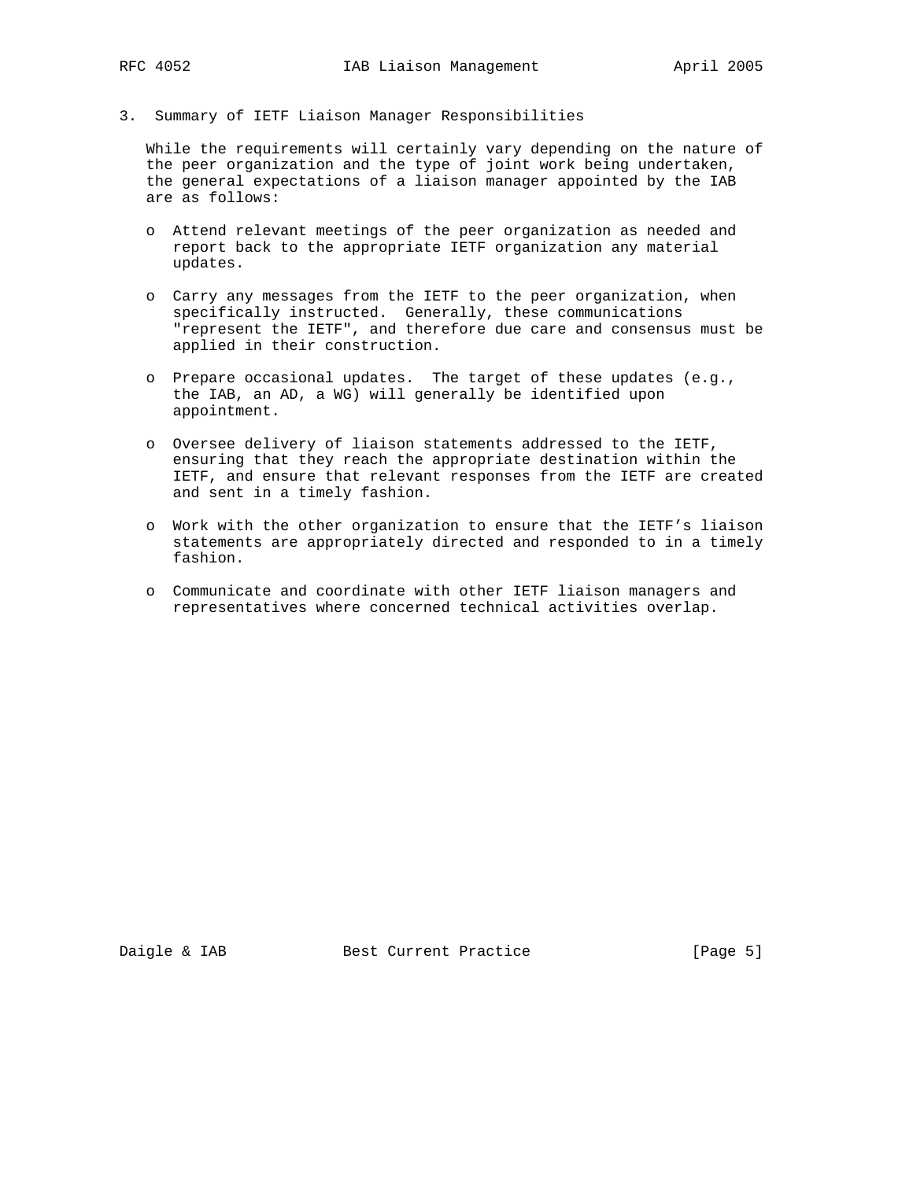## 3. Summary of IETF Liaison Manager Responsibilities

While the requirements will certainly vary depending on the nature of the peer organization and the type of joint work being undertaken, the general expectations of a liaison manager appointed by the IAB are as follows:

- Attend relevant meetings of the peer organization as needed and report back to the appropriate IETF organization any material updates.

- Carry any messages from the IETF to the peer organization, when specifically instructed. Generally, these communications "represent the IETF", and therefore due care and consensus must be applied in their construction.

- Prepare occasional updates. The target of these updates (e.g., the IAB, an AD, a WG) will generally be identified upon appointment.

- Oversee delivery of liaison statements addressed to the IETF, ensuring that they reach the appropriate destination within the IETF, and ensure that relevant responses from the IETF are created and sent in a timely fashion.

- Work with the other organization to ensure that the IETF's liaison statements are appropriately directed and responded to in a timely fashion.

- Communicate and coordinate with other IETF liaison managers and representatives where concerned technical activities overlap.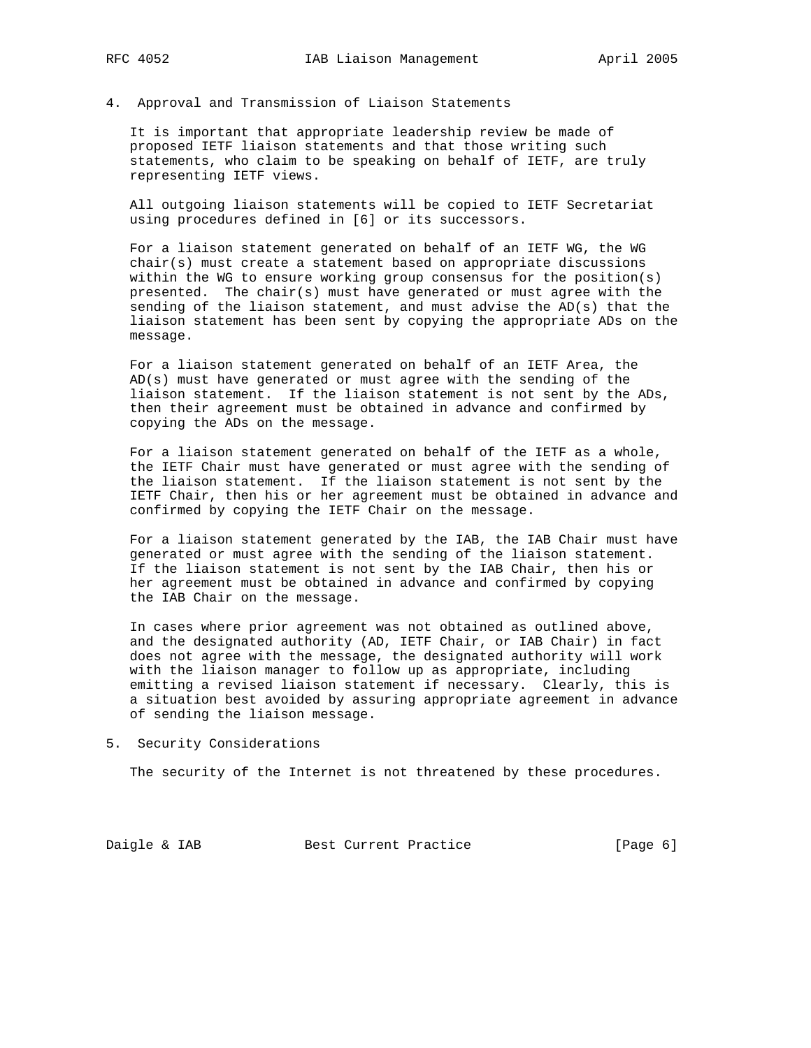## 4. Approval and Transmission of Liaison Statements

It is important that appropriate leadership review be made of proposed IETF liaison statements and that those writing such statements, who claim to be speaking on behalf of IETF, are truly representing IETF views.

All outgoing liaison statements will be copied to IETF Secretariat using procedures defined in [6] or its successors.

For a liaison statement generated on behalf of an IETF WG, the WG chair(s) must create a statement based on appropriate discussions within the WG to ensure working group consensus for the position(s) presented. The chair(s) must have generated or must agree with the sending of the liaison statement, and must advise the AD(s) that the liaison statement has been sent by copying the appropriate ADs on the message.

For a liaison statement generated on behalf of an IETF Area, the AD(s) must have generated or must agree with the sending of the liaison statement. If the liaison statement is not sent by the ADs, then their agreement must be obtained in advance and confirmed by copying the ADs on the message.

For a liaison statement generated on behalf of the IETF as a whole, the IETF Chair must have generated or must agree with the sending of the liaison statement. If the liaison statement is not sent by the IETF Chair, then his or her agreement must be obtained in advance and confirmed by copying the IETF Chair on the message.

For a liaison statement generated by the IAB, the IAB Chair must have generated or must agree with the sending of the liaison statement. If the liaison statement is not sent by the IAB Chair, then his or her agreement must be obtained in advance and confirmed by copying the IAB Chair on the message.

In cases where prior agreement was not obtained as outlined above, and the designated authority (AD, IETF Chair, or IAB Chair) in fact does not agree with the message, the designated authority will work with the liaison manager to follow up as appropriate, including emitting a revised liaison statement if necessary. Clearly, this is a situation best avoided by assuring appropriate agreement in advance of sending the liaison message.

## 5. Security Considerations

The security of the Internet is not threatened by these procedures.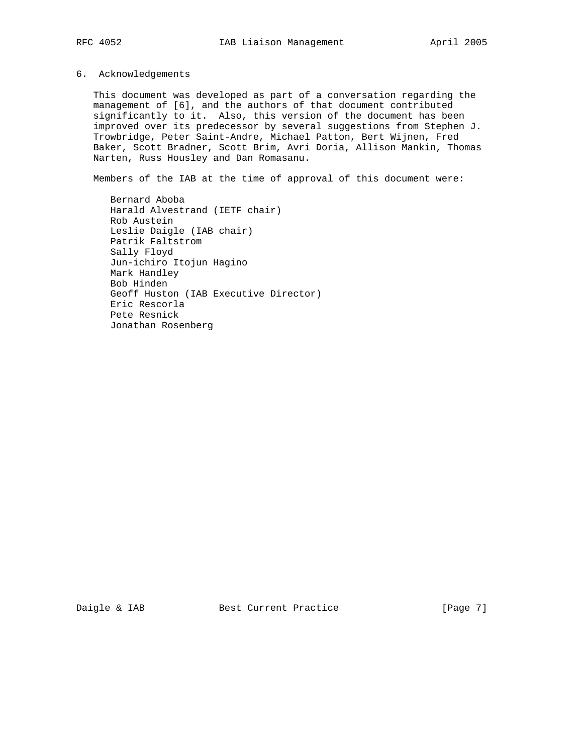## 6. Acknowledgements

This document was developed as part of a conversation regarding the management of [6], and the authors of that document contributed significantly to it. Also, this version of the document has been improved over its predecessor by several suggestions from Stephen J. Trowbridge, Peter Saint-Andre, Michael Patton, Bert Wijnen, Fred Baker, Scott Bradner, Scott Brim, Avri Doria, Allison Mankin, Thomas Narten, Russ Housley and Dan Romasanu.

Members of the IAB at the time of approval of this document were:

- Bernard Aboba
- Harald Alvestrand (IETF chair)
- Rob Austein
- Leslie Daigle (IAB chair)
- Patrik Faltstrom
- Sally Floyd
- Jun-ichiro Itojun Hagino
- Mark Handley
- Bob Hinden
- Geoff Huston (IAB Executive Director)
- Eric Rescorla
- Pete Resnick
- Jonathan Rosenberg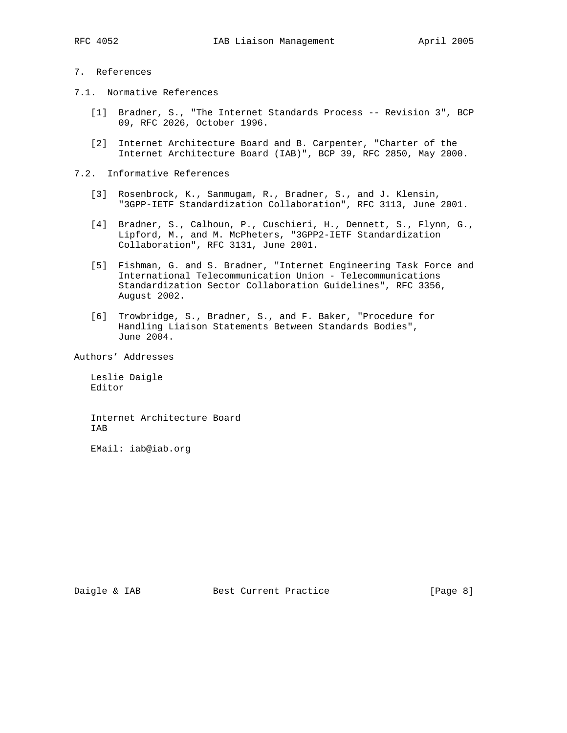## 7. References

### 7.1. Normative References

[1] Bradner, S., "The Internet Standards Process -- Revision 3", BCP 09, RFC 2026, October 1996.

[2] Internet Architecture Board and B. Carpenter, "Charter of the Internet Architecture Board (IAB)", BCP 39, RFC 2850, May 2000.

### 7.2. Informative References

[3] Rosenbrock, K., Sanmugam, R., Bradner, S., and J. Klensin, "3GPP-IETF Standardization Collaboration", RFC 3113, June 2001.

[4] Bradner, S., Calhoun, P., Cuschieri, H., Dennett, S., Flynn, G., Lipford, M., and M. McPheters, "3GPP2-IETF Standardization Collaboration", RFC 3131, June 2001.

[5] Fishman, G. and S. Bradner, "Internet Engineering Task Force and International Telecommunication Union - Telecommunications Standardization Sector Collaboration Guidelines", RFC 3356, August 2002.

[6] Trowbridge, S., Bradner, S., and F. Baker, "Procedure for Handling Liaison Statements Between Standards Bodies", June 2004.

## Authors' Addresses

Leslie Daigle
Editor

Internet Architecture Board
IAB

EMail: iab@iab.org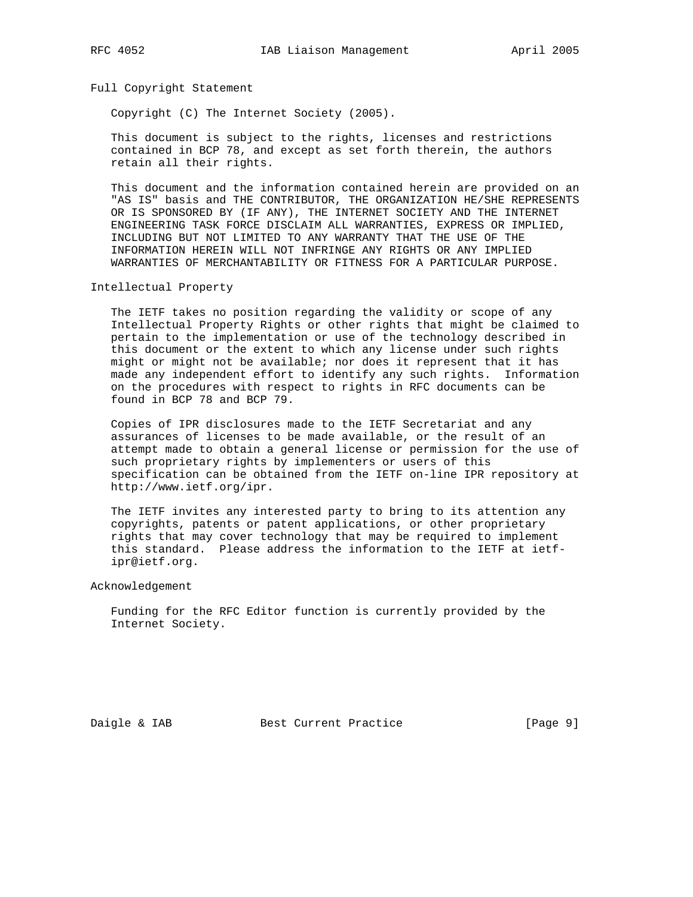## Full Copyright Statement

Copyright (C) The Internet Society (2005).

This document is subject to the rights, licenses and restrictions contained in BCP 78, and except as set forth therein, the authors retain all their rights.

This document and the information contained herein are provided on an "AS IS" basis and THE CONTRIBUTOR, THE ORGANIZATION HE/SHE REPRESENTS OR IS SPONSORED BY (IF ANY), THE INTERNET SOCIETY AND THE INTERNET ENGINEERING TASK FORCE DISCLAIM ALL WARRANTIES, EXPRESS OR IMPLIED, INCLUDING BUT NOT LIMITED TO ANY WARRANTY THAT THE USE OF THE INFORMATION HEREIN WILL NOT INFRINGE ANY RIGHTS OR ANY IMPLIED WARRANTIES OF MERCHANTABILITY OR FITNESS FOR A PARTICULAR PURPOSE.

## Intellectual Property

The IETF takes no position regarding the validity or scope of any Intellectual Property Rights or other rights that might be claimed to pertain to the implementation or use of the technology described in this document or the extent to which any license under such rights might or might not be available; nor does it represent that it has made any independent effort to identify any such rights. Information on the procedures with respect to rights in RFC documents can be found in BCP 78 and BCP 79.

Copies of IPR disclosures made to the IETF Secretariat and any assurances of licenses to be made available, or the result of an attempt made to obtain a general license or permission for the use of such proprietary rights by implementers or users of this specification can be obtained from the IETF on-line IPR repository at http://www.ietf.org/ipr.

The IETF invites any interested party to bring to its attention any copyrights, patents or patent applications, or other proprietary rights that may cover technology that may be required to implement this standard. Please address the information to the IETF at ietf-ipr@ietf.org.

## Acknowledgement

Funding for the RFC Editor function is currently provided by the Internet Society.